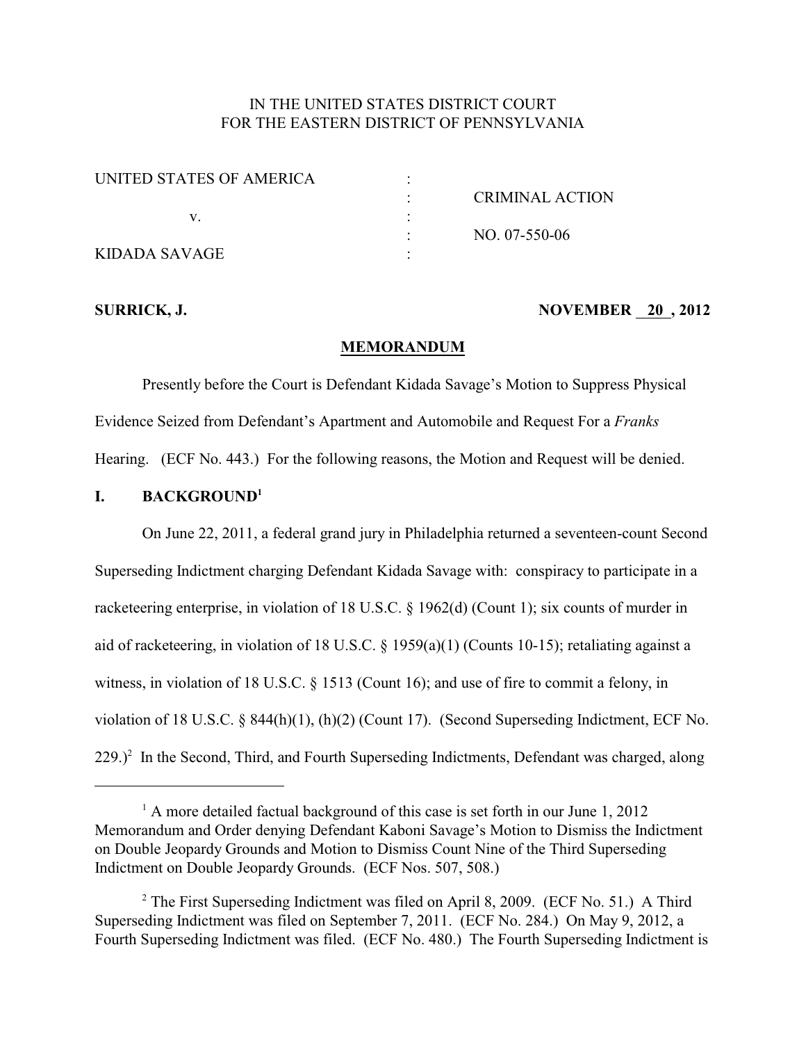IN THE UNITED STATES DISTRICT COURT
FOR THE EASTERN DISTRICT OF PENNSYLVANIA

| | | |
|---|---|---|
| UNITED STATES OF AMERICA | : | |
| | : | CRIMINAL ACTION |
| v. | : | |
| | : | NO. 07-550-06 |
| KIDADA SAVAGE | : | |

**SURRICK, J.** **NOVEMBER 20 , 2012**

## MEMORANDUM

Presently before the Court is Defendant Kidada Savage's Motion to Suppress Physical Evidence Seized from Defendant's Apartment and Automobile and Request For a *Franks* Hearing. (ECF No. 443.) For the following reasons, the Motion and Request will be denied.

## I. BACKGROUND[1]

On June 22, 2011, a federal grand jury in Philadelphia returned a seventeen-count Second Superseding Indictment charging Defendant Kidada Savage with: conspiracy to participate in a racketeering enterprise, in violation of 18 U.S.C. § 1962(d) (Count 1); six counts of murder in aid of racketeering, in violation of 18 U.S.C. § 1959(a)(1) (Counts 10-15); retaliating against a witness, in violation of 18 U.S.C. § 1513 (Count 16); and use of fire to commit a felony, in violation of 18 U.S.C. § 844(h)(1), (h)(2) (Count 17). (Second Superseding Indictment, ECF No. 229.)[2] In the Second, Third, and Fourth Superseding Indictments, Defendant was charged, along

---

[1] A more detailed factual background of this case is set forth in our June 1, 2012 Memorandum and Order denying Defendant Kaboni Savage's Motion to Dismiss the Indictment on Double Jeopardy Grounds and Motion to Dismiss Count Nine of the Third Superseding Indictment on Double Jeopardy Grounds. (ECF Nos. 507, 508.)

[2] The First Superseding Indictment was filed on April 8, 2009. (ECF No. 51.) A Third Superseding Indictment was filed on September 7, 2011. (ECF No. 284.) On May 9, 2012, a Fourth Superseding Indictment was filed. (ECF No. 480.) The Fourth Superseding Indictment is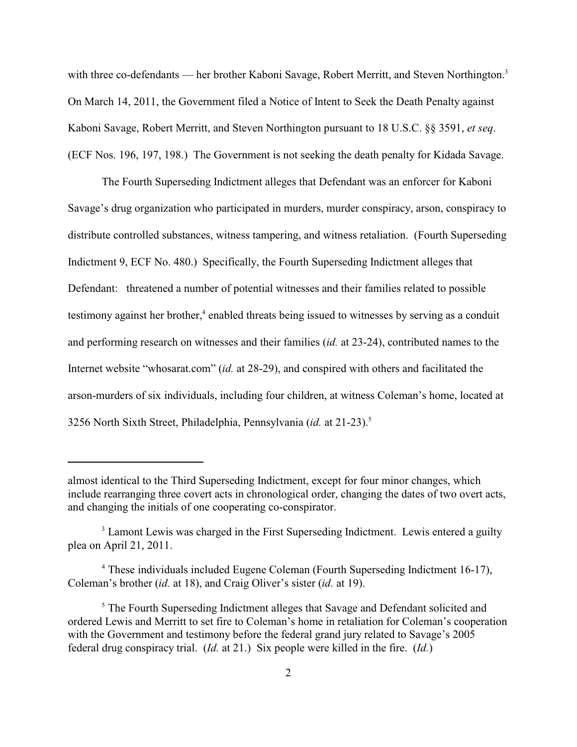with three co-defendants — her brother Kaboni Savage, Robert Merritt, and Steven Northington.[3] On March 14, 2011, the Government filed a Notice of Intent to Seek the Death Penalty against Kaboni Savage, Robert Merritt, and Steven Northington pursuant to 18 U.S.C. §§ 3591, *et seq*. (ECF Nos. 196, 197, 198.) The Government is not seeking the death penalty for Kidada Savage.

The Fourth Superseding Indictment alleges that Defendant was an enforcer for Kaboni Savage's drug organization who participated in murders, murder conspiracy, arson, conspiracy to distribute controlled substances, witness tampering, and witness retaliation. (Fourth Superseding Indictment 9, ECF No. 480.) Specifically, the Fourth Superseding Indictment alleges that Defendant: threatened a number of potential witnesses and their families related to possible testimony against her brother,[4] enabled threats being issued to witnesses by serving as a conduit and performing research on witnesses and their families (*id.* at 23-24), contributed names to the Internet website "whosarat.com" (*id.* at 28-29), and conspired with others and facilitated the arson-murders of six individuals, including four children, at witness Coleman's home, located at 3256 North Sixth Street, Philadelphia, Pennsylvania (*id.* at 21-23).[5]

---

almost identical to the Third Superseding Indictment, except for four minor changes, which include rearranging three covert acts in chronological order, changing the dates of two overt acts, and changing the initials of one cooperating co-conspirator.

[3] Lamont Lewis was charged in the First Superseding Indictment. Lewis entered a guilty plea on April 21, 2011.

[4] These individuals included Eugene Coleman (Fourth Superseding Indictment 16-17), Coleman's brother (*id.* at 18), and Craig Oliver's sister (*id.* at 19).

[5] The Fourth Superseding Indictment alleges that Savage and Defendant solicited and ordered Lewis and Merritt to set fire to Coleman's home in retaliation for Coleman's cooperation with the Government and testimony before the federal grand jury related to Savage's 2005 federal drug conspiracy trial. (*Id.* at 21.) Six people were killed in the fire. (*Id.*)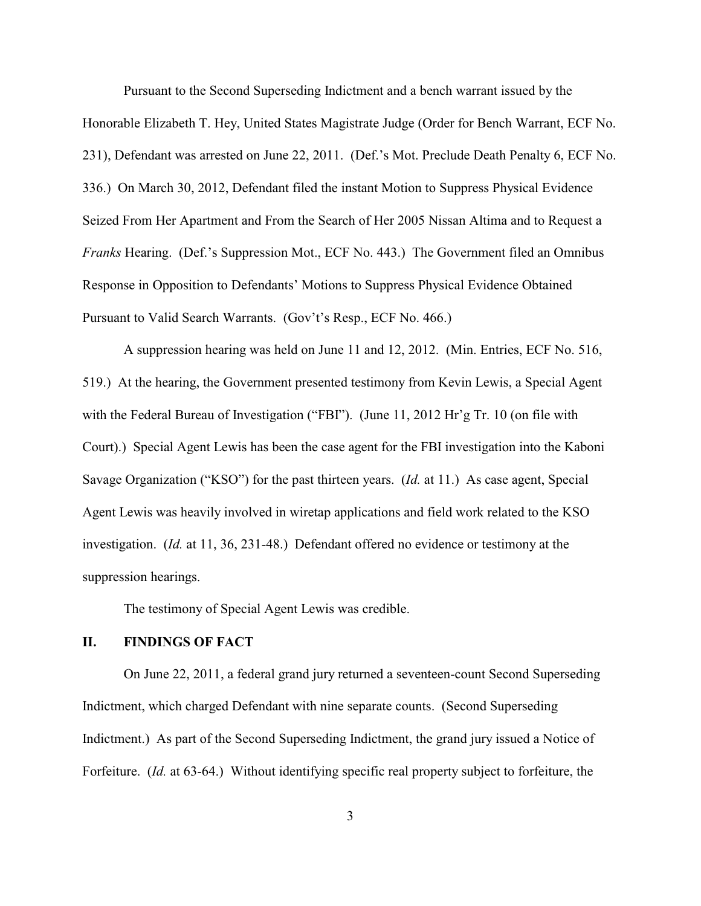Pursuant to the Second Superseding Indictment and a bench warrant issued by the Honorable Elizabeth T. Hey, United States Magistrate Judge (Order for Bench Warrant, ECF No. 231), Defendant was arrested on June 22, 2011. (Def.'s Mot. Preclude Death Penalty 6, ECF No. 336.) On March 30, 2012, Defendant filed the instant Motion to Suppress Physical Evidence Seized From Her Apartment and From the Search of Her 2005 Nissan Altima and to Request a *Franks* Hearing. (Def.'s Suppression Mot., ECF No. 443.) The Government filed an Omnibus Response in Opposition to Defendants' Motions to Suppress Physical Evidence Obtained Pursuant to Valid Search Warrants. (Gov't's Resp., ECF No. 466.)

A suppression hearing was held on June 11 and 12, 2012. (Min. Entries, ECF No. 516, 519.) At the hearing, the Government presented testimony from Kevin Lewis, a Special Agent with the Federal Bureau of Investigation ("FBI"). (June 11, 2012 Hr'g Tr. 10 (on file with Court).) Special Agent Lewis has been the case agent for the FBI investigation into the Kaboni Savage Organization ("KSO") for the past thirteen years. (*Id.* at 11.) As case agent, Special Agent Lewis was heavily involved in wiretap applications and field work related to the KSO investigation. (*Id.* at 11, 36, 231-48.) Defendant offered no evidence or testimony at the suppression hearings.

The testimony of Special Agent Lewis was credible.

## II. FINDINGS OF FACT

On June 22, 2011, a federal grand jury returned a seventeen-count Second Superseding Indictment, which charged Defendant with nine separate counts. (Second Superseding Indictment.) As part of the Second Superseding Indictment, the grand jury issued a Notice of Forfeiture. (*Id.* at 63-64.) Without identifying specific real property subject to forfeiture, the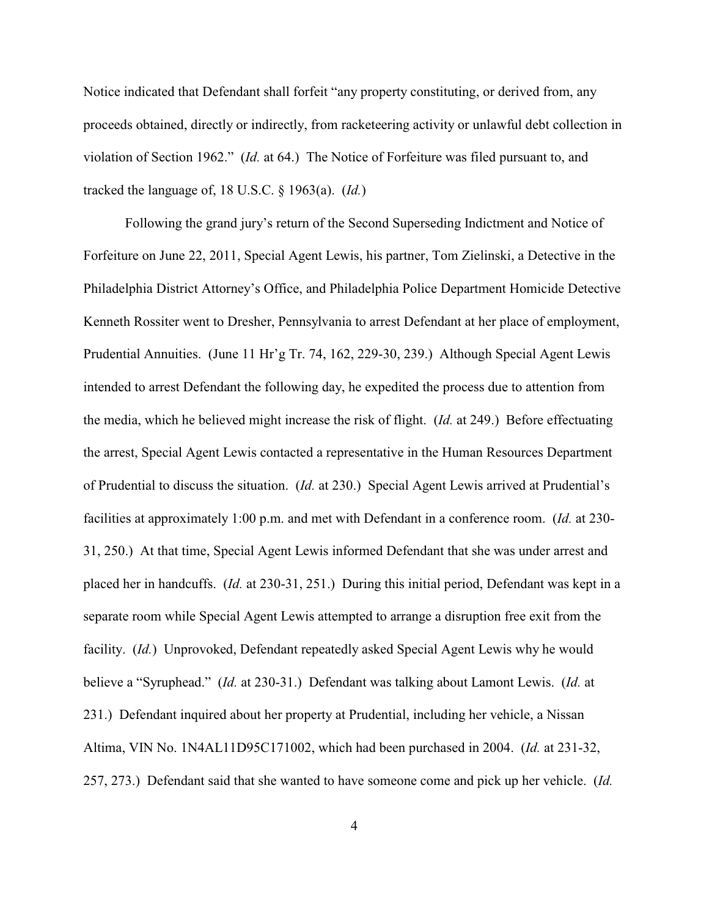Notice indicated that Defendant shall forfeit "any property constituting, or derived from, any proceeds obtained, directly or indirectly, from racketeering activity or unlawful debt collection in violation of Section 1962." (*Id.* at 64.) The Notice of Forfeiture was filed pursuant to, and tracked the language of, 18 U.S.C. § 1963(a). (*Id.*)

Following the grand jury's return of the Second Superseding Indictment and Notice of Forfeiture on June 22, 2011, Special Agent Lewis, his partner, Tom Zielinski, a Detective in the Philadelphia District Attorney's Office, and Philadelphia Police Department Homicide Detective Kenneth Rossiter went to Dresher, Pennsylvania to arrest Defendant at her place of employment, Prudential Annuities. (June 11 Hr'g Tr. 74, 162, 229-30, 239.) Although Special Agent Lewis intended to arrest Defendant the following day, he expedited the process due to attention from the media, which he believed might increase the risk of flight. (*Id.* at 249.) Before effectuating the arrest, Special Agent Lewis contacted a representative in the Human Resources Department of Prudential to discuss the situation. (*Id.* at 230.) Special Agent Lewis arrived at Prudential's facilities at approximately 1:00 p.m. and met with Defendant in a conference room. (*Id.* at 230-31, 250.) At that time, Special Agent Lewis informed Defendant that she was under arrest and placed her in handcuffs. (*Id.* at 230-31, 251.) During this initial period, Defendant was kept in a separate room while Special Agent Lewis attempted to arrange a disruption free exit from the facility. (*Id.*) Unprovoked, Defendant repeatedly asked Special Agent Lewis why he would believe a "Syruphead." (*Id.* at 230-31.) Defendant was talking about Lamont Lewis. (*Id.* at 231.) Defendant inquired about her property at Prudential, including her vehicle, a Nissan Altima, VIN No. 1N4AL11D95C171002, which had been purchased in 2004. (*Id.* at 231-32, 257, 273.) Defendant said that she wanted to have someone come and pick up her vehicle. (*Id.*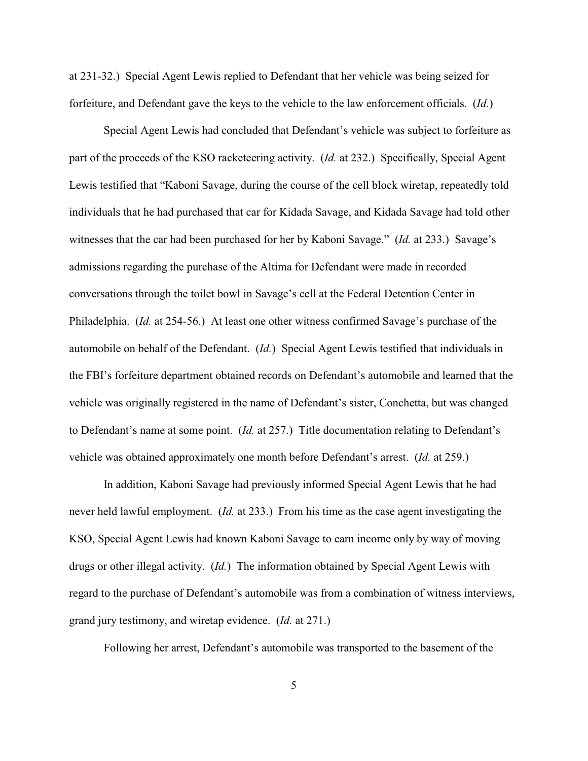at 231-32.) Special Agent Lewis replied to Defendant that her vehicle was being seized for forfeiture, and Defendant gave the keys to the vehicle to the law enforcement officials. (*Id.*)

Special Agent Lewis had concluded that Defendant's vehicle was subject to forfeiture as part of the proceeds of the KSO racketeering activity. (*Id.* at 232.) Specifically, Special Agent Lewis testified that "Kaboni Savage, during the course of the cell block wiretap, repeatedly told individuals that he had purchased that car for Kidada Savage, and Kidada Savage had told other witnesses that the car had been purchased for her by Kaboni Savage." (*Id.* at 233.) Savage's admissions regarding the purchase of the Altima for Defendant were made in recorded conversations through the toilet bowl in Savage's cell at the Federal Detention Center in Philadelphia. (*Id.* at 254-56.) At least one other witness confirmed Savage's purchase of the automobile on behalf of the Defendant. (*Id.*) Special Agent Lewis testified that individuals in the FBI's forfeiture department obtained records on Defendant's automobile and learned that the vehicle was originally registered in the name of Defendant's sister, Conchetta, but was changed to Defendant's name at some point. (*Id.* at 257.) Title documentation relating to Defendant's vehicle was obtained approximately one month before Defendant's arrest. (*Id.* at 259.)

In addition, Kaboni Savage had previously informed Special Agent Lewis that he had never held lawful employment. (*Id.* at 233.) From his time as the case agent investigating the KSO, Special Agent Lewis had known Kaboni Savage to earn income only by way of moving drugs or other illegal activity. (*Id.*) The information obtained by Special Agent Lewis with regard to the purchase of Defendant's automobile was from a combination of witness interviews, grand jury testimony, and wiretap evidence. (*Id.* at 271.)

Following her arrest, Defendant's automobile was transported to the basement of the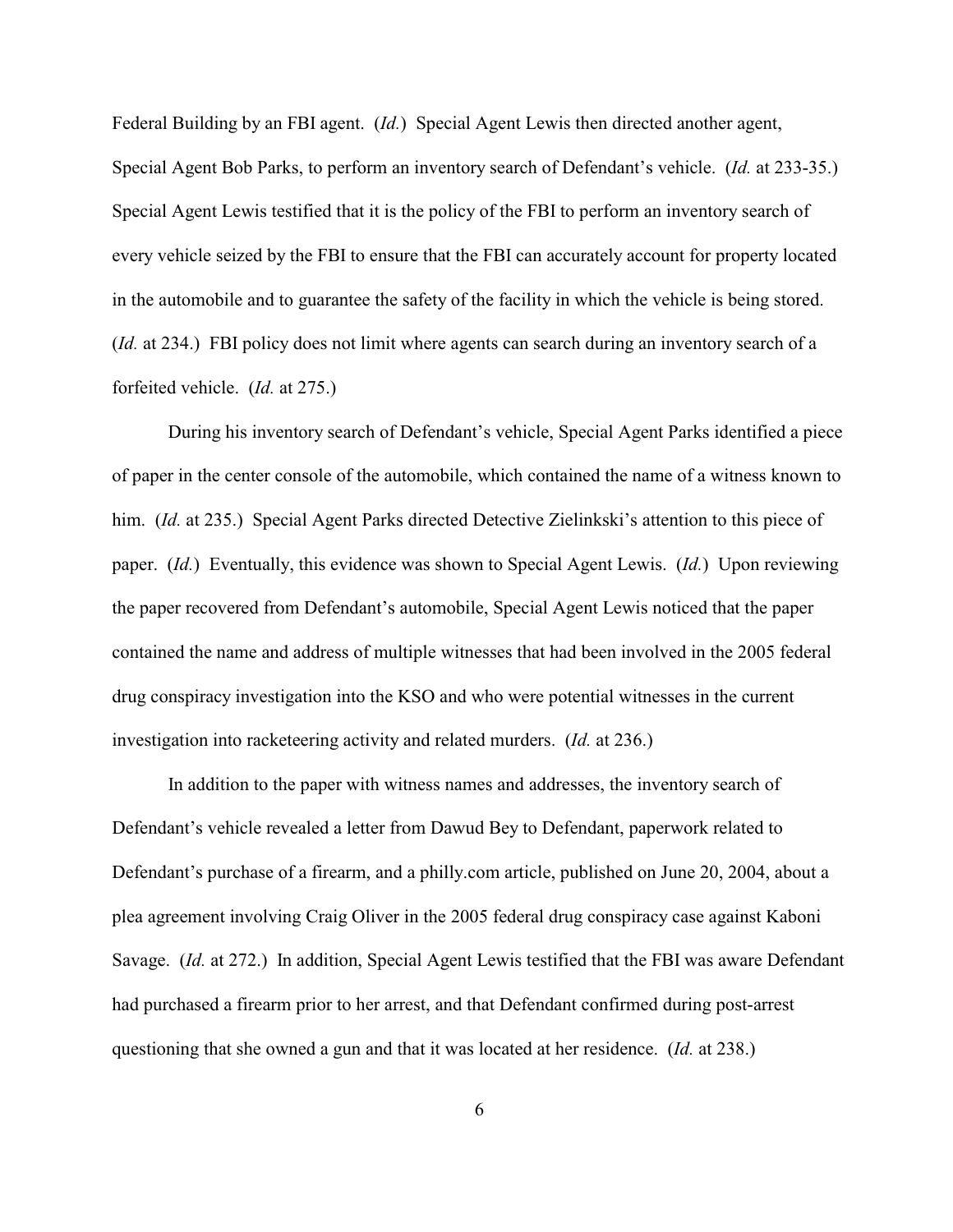Federal Building by an FBI agent. (*Id.*) Special Agent Lewis then directed another agent, Special Agent Bob Parks, to perform an inventory search of Defendant's vehicle. (*Id.* at 233-35.) Special Agent Lewis testified that it is the policy of the FBI to perform an inventory search of every vehicle seized by the FBI to ensure that the FBI can accurately account for property located in the automobile and to guarantee the safety of the facility in which the vehicle is being stored. (*Id.* at 234.) FBI policy does not limit where agents can search during an inventory search of a forfeited vehicle. (*Id.* at 275.)

During his inventory search of Defendant's vehicle, Special Agent Parks identified a piece of paper in the center console of the automobile, which contained the name of a witness known to him. (*Id.* at 235.) Special Agent Parks directed Detective Zielinkski's attention to this piece of paper. (*Id.*) Eventually, this evidence was shown to Special Agent Lewis. (*Id.*) Upon reviewing the paper recovered from Defendant's automobile, Special Agent Lewis noticed that the paper contained the name and address of multiple witnesses that had been involved in the 2005 federal drug conspiracy investigation into the KSO and who were potential witnesses in the current investigation into racketeering activity and related murders. (*Id.* at 236.)

In addition to the paper with witness names and addresses, the inventory search of Defendant's vehicle revealed a letter from Dawud Bey to Defendant, paperwork related to Defendant's purchase of a firearm, and a philly.com article, published on June 20, 2004, about a plea agreement involving Craig Oliver in the 2005 federal drug conspiracy case against Kaboni Savage. (*Id.* at 272.) In addition, Special Agent Lewis testified that the FBI was aware Defendant had purchased a firearm prior to her arrest, and that Defendant confirmed during post-arrest questioning that she owned a gun and that it was located at her residence. (*Id.* at 238.)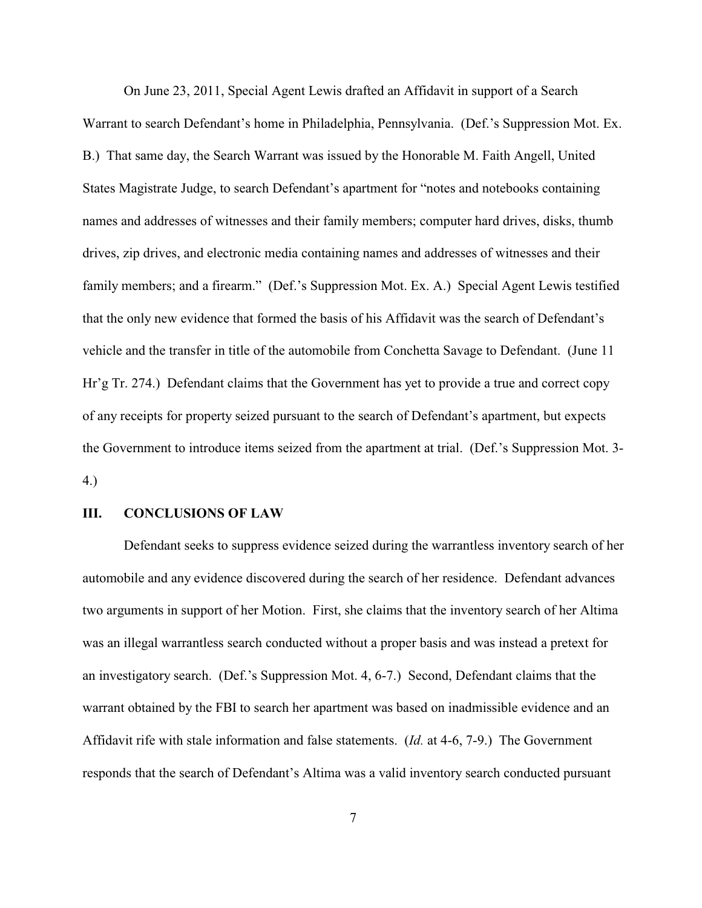On June 23, 2011, Special Agent Lewis drafted an Affidavit in support of a Search Warrant to search Defendant's home in Philadelphia, Pennsylvania. (Def.'s Suppression Mot. Ex. B.) That same day, the Search Warrant was issued by the Honorable M. Faith Angell, United States Magistrate Judge, to search Defendant's apartment for "notes and notebooks containing names and addresses of witnesses and their family members; computer hard drives, disks, thumb drives, zip drives, and electronic media containing names and addresses of witnesses and their family members; and a firearm." (Def.'s Suppression Mot. Ex. A.) Special Agent Lewis testified that the only new evidence that formed the basis of his Affidavit was the search of Defendant's vehicle and the transfer in title of the automobile from Conchetta Savage to Defendant. (June 11 Hr'g Tr. 274.) Defendant claims that the Government has yet to provide a true and correct copy of any receipts for property seized pursuant to the search of Defendant's apartment, but expects the Government to introduce items seized from the apartment at trial. (Def.'s Suppression Mot. 3-4.)

## III. CONCLUSIONS OF LAW

Defendant seeks to suppress evidence seized during the warrantless inventory search of her automobile and any evidence discovered during the search of her residence. Defendant advances two arguments in support of her Motion. First, she claims that the inventory search of her Altima was an illegal warrantless search conducted without a proper basis and was instead a pretext for an investigatory search. (Def.'s Suppression Mot. 4, 6-7.) Second, Defendant claims that the warrant obtained by the FBI to search her apartment was based on inadmissible evidence and an Affidavit rife with stale information and false statements. (*Id.* at 4-6, 7-9.) The Government responds that the search of Defendant's Altima was a valid inventory search conducted pursuant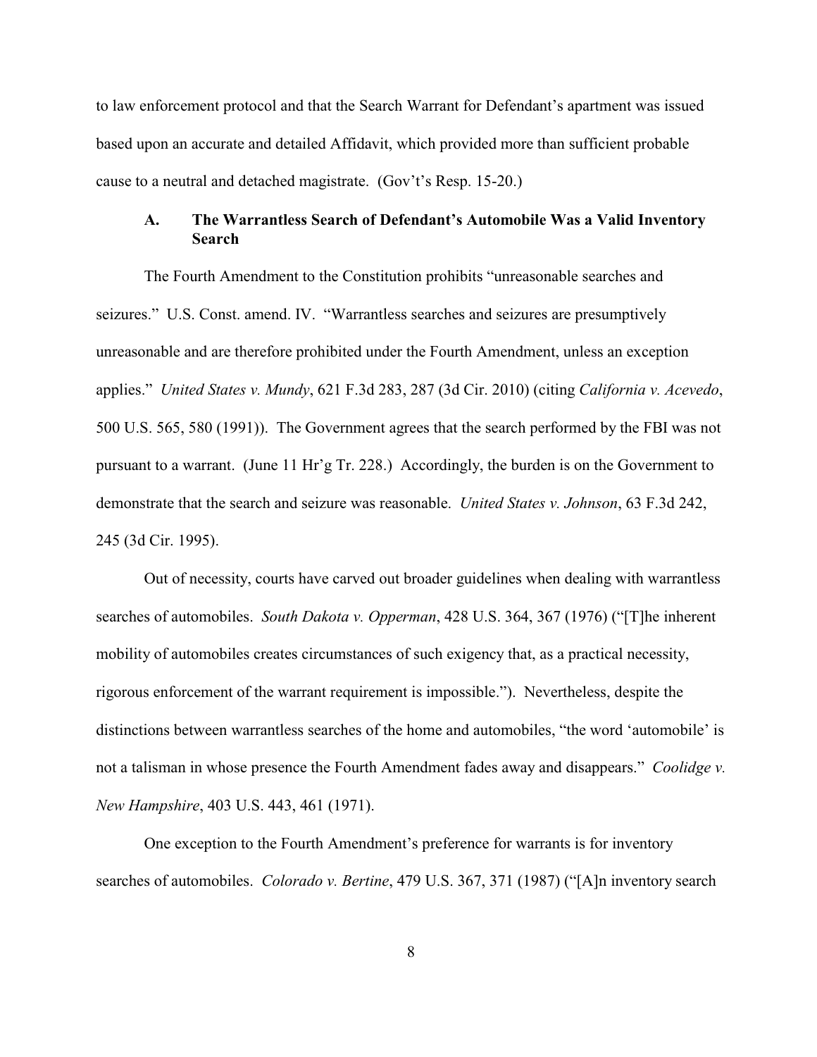to law enforcement protocol and that the Search Warrant for Defendant's apartment was issued based upon an accurate and detailed Affidavit, which provided more than sufficient probable cause to a neutral and detached magistrate. (Gov't's Resp. 15-20.)

### A. The Warrantless Search of Defendant's Automobile Was a Valid Inventory Search

The Fourth Amendment to the Constitution prohibits "unreasonable searches and seizures." U.S. Const. amend. IV. "Warrantless searches and seizures are presumptively unreasonable and are therefore prohibited under the Fourth Amendment, unless an exception applies." *United States v. Mundy*, 621 F.3d 283, 287 (3d Cir. 2010) (citing *California v. Acevedo*, 500 U.S. 565, 580 (1991)). The Government agrees that the search performed by the FBI was not pursuant to a warrant. (June 11 Hr'g Tr. 228.) Accordingly, the burden is on the Government to demonstrate that the search and seizure was reasonable. *United States v. Johnson*, 63 F.3d 242, 245 (3d Cir. 1995).

Out of necessity, courts have carved out broader guidelines when dealing with warrantless searches of automobiles. *South Dakota v. Opperman*, 428 U.S. 364, 367 (1976) ("[T]he inherent mobility of automobiles creates circumstances of such exigency that, as a practical necessity, rigorous enforcement of the warrant requirement is impossible."). Nevertheless, despite the distinctions between warrantless searches of the home and automobiles, "the word 'automobile' is not a talisman in whose presence the Fourth Amendment fades away and disappears." *Coolidge v. New Hampshire*, 403 U.S. 443, 461 (1971).

One exception to the Fourth Amendment's preference for warrants is for inventory searches of automobiles. *Colorado v. Bertine*, 479 U.S. 367, 371 (1987) ("[A]n inventory search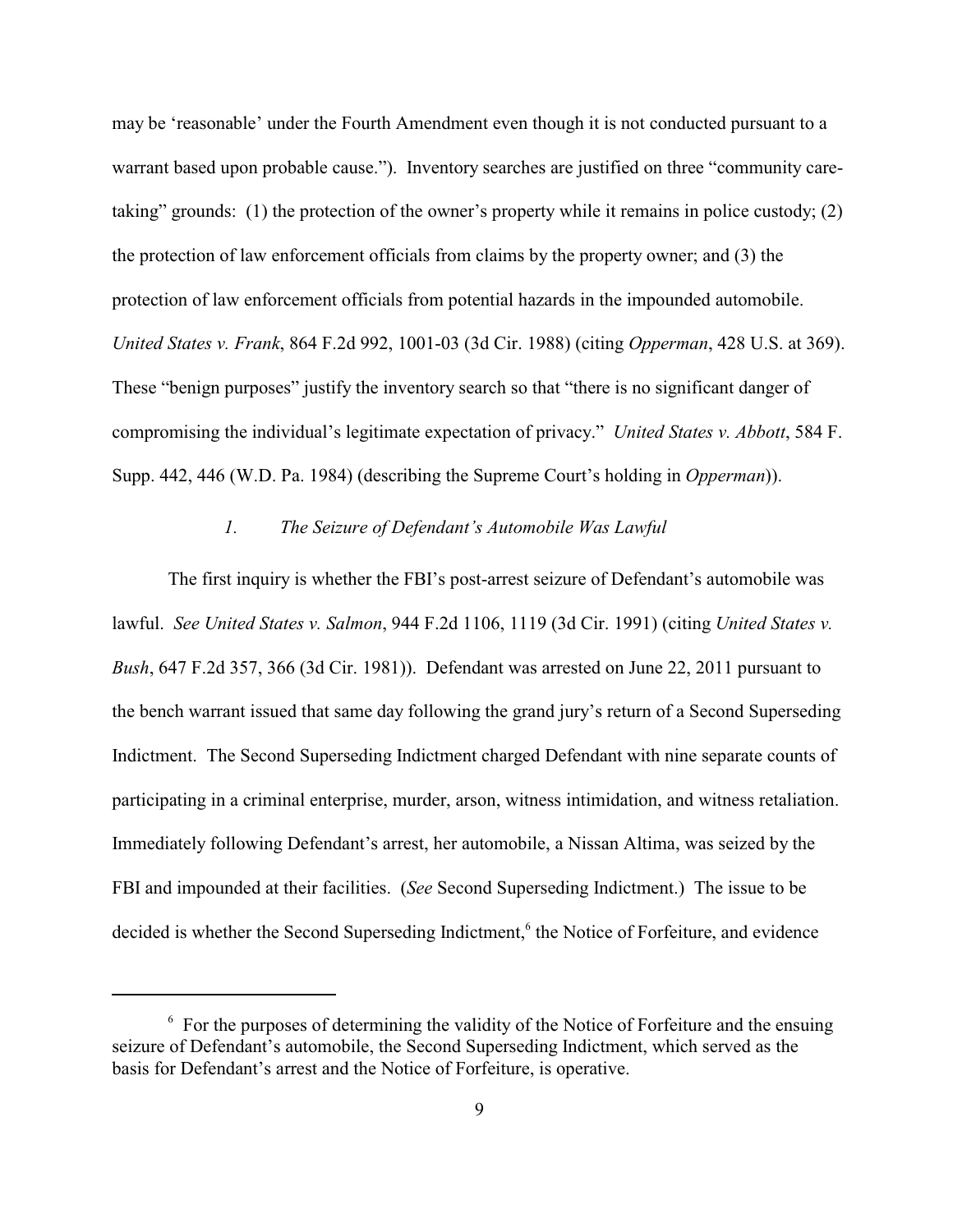may be 'reasonable' under the Fourth Amendment even though it is not conducted pursuant to a warrant based upon probable cause."). Inventory searches are justified on three "community care-taking" grounds: (1) the protection of the owner's property while it remains in police custody; (2) the protection of law enforcement officials from claims by the property owner; and (3) the protection of law enforcement officials from potential hazards in the impounded automobile. *United States v. Frank*, 864 F.2d 992, 1001-03 (3d Cir. 1988) (citing *Opperman*, 428 U.S. at 369). These "benign purposes" justify the inventory search so that "there is no significant danger of compromising the individual's legitimate expectation of privacy." *United States v. Abbott*, 584 F. Supp. 442, 446 (W.D. Pa. 1984) (describing the Supreme Court's holding in *Opperman*)).

### *1. The Seizure of Defendant's Automobile Was Lawful*

The first inquiry is whether the FBI's post-arrest seizure of Defendant's automobile was lawful. *See United States v. Salmon*, 944 F.2d 1106, 1119 (3d Cir. 1991) (citing *United States v. Bush*, 647 F.2d 357, 366 (3d Cir. 1981)). Defendant was arrested on June 22, 2011 pursuant to the bench warrant issued that same day following the grand jury's return of a Second Superseding Indictment. The Second Superseding Indictment charged Defendant with nine separate counts of participating in a criminal enterprise, murder, arson, witness intimidation, and witness retaliation. Immediately following Defendant's arrest, her automobile, a Nissan Altima, was seized by the FBI and impounded at their facilities. (*See* Second Superseding Indictment.) The issue to be decided is whether the Second Superseding Indictment,[6] the Notice of Forfeiture, and evidence

[6] For the purposes of determining the validity of the Notice of Forfeiture and the ensuing seizure of Defendant's automobile, the Second Superseding Indictment, which served as the basis for Defendant's arrest and the Notice of Forfeiture, is operative.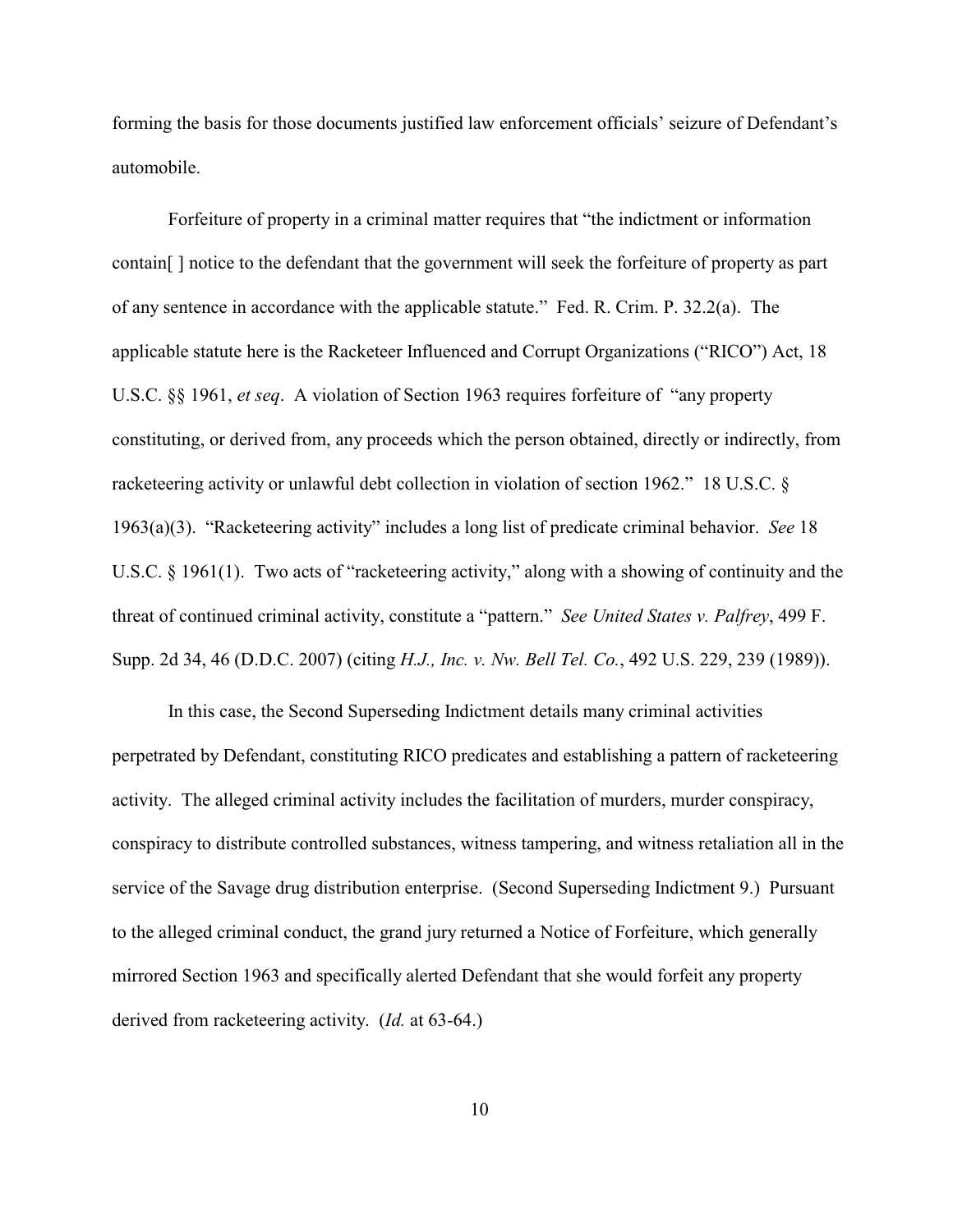forming the basis for those documents justified law enforcement officials' seizure of Defendant's automobile.

Forfeiture of property in a criminal matter requires that "the indictment or information contain[ ] notice to the defendant that the government will seek the forfeiture of property as part of any sentence in accordance with the applicable statute." Fed. R. Crim. P. 32.2(a). The applicable statute here is the Racketeer Influenced and Corrupt Organizations ("RICO") Act, 18 U.S.C. §§ 1961, *et seq*. A violation of Section 1963 requires forfeiture of "any property constituting, or derived from, any proceeds which the person obtained, directly or indirectly, from racketeering activity or unlawful debt collection in violation of section 1962." 18 U.S.C. § 1963(a)(3). "Racketeering activity" includes a long list of predicate criminal behavior. *See* 18 U.S.C. § 1961(1). Two acts of "racketeering activity," along with a showing of continuity and the threat of continued criminal activity, constitute a "pattern." *See United States v. Palfrey*, 499 F. Supp. 2d 34, 46 (D.D.C. 2007) (citing *H.J., Inc. v. Nw. Bell Tel. Co.*, 492 U.S. 229, 239 (1989)).

In this case, the Second Superseding Indictment details many criminal activities perpetrated by Defendant, constituting RICO predicates and establishing a pattern of racketeering activity. The alleged criminal activity includes the facilitation of murders, murder conspiracy, conspiracy to distribute controlled substances, witness tampering, and witness retaliation all in the service of the Savage drug distribution enterprise. (Second Superseding Indictment 9.) Pursuant to the alleged criminal conduct, the grand jury returned a Notice of Forfeiture, which generally mirrored Section 1963 and specifically alerted Defendant that she would forfeit any property derived from racketeering activity. (*Id.* at 63-64.)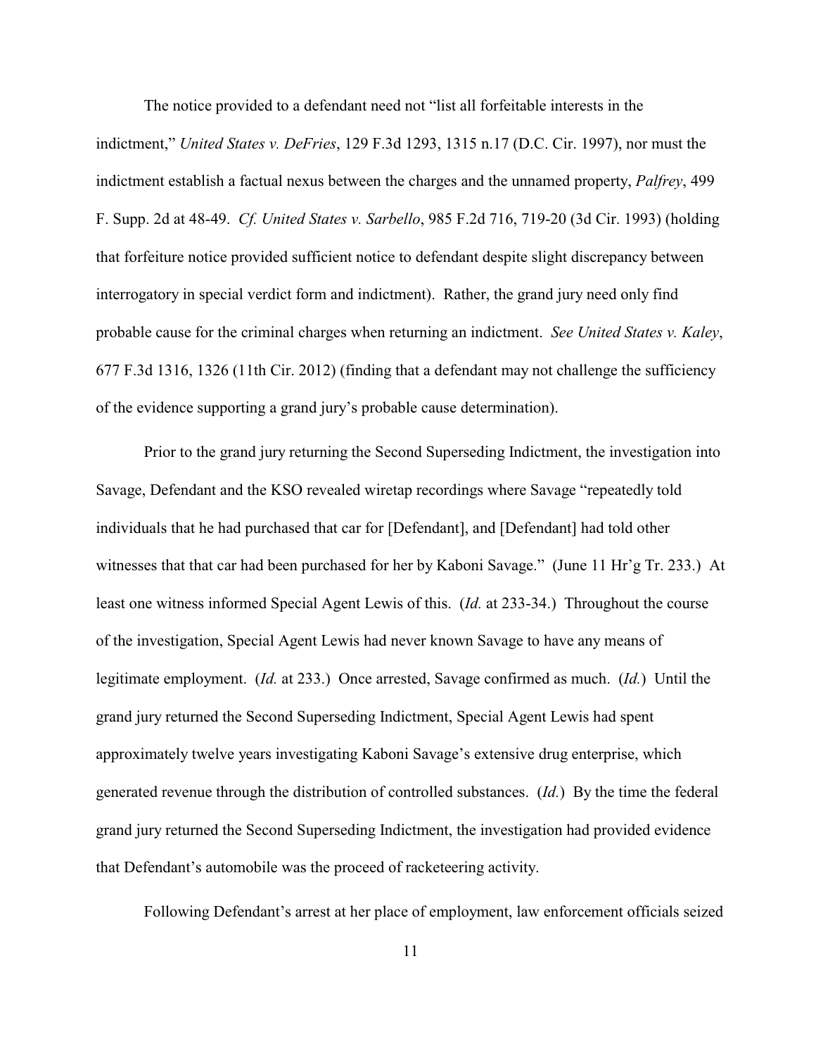The notice provided to a defendant need not "list all forfeitable interests in the indictment," *United States v. DeFries*, 129 F.3d 1293, 1315 n.17 (D.C. Cir. 1997), nor must the indictment establish a factual nexus between the charges and the unnamed property, *Palfrey*, 499 F. Supp. 2d at 48-49. *Cf. United States v. Sarbello*, 985 F.2d 716, 719-20 (3d Cir. 1993) (holding that forfeiture notice provided sufficient notice to defendant despite slight discrepancy between interrogatory in special verdict form and indictment). Rather, the grand jury need only find probable cause for the criminal charges when returning an indictment. *See United States v. Kaley*, 677 F.3d 1316, 1326 (11th Cir. 2012) (finding that a defendant may not challenge the sufficiency of the evidence supporting a grand jury's probable cause determination).

Prior to the grand jury returning the Second Superseding Indictment, the investigation into Savage, Defendant and the KSO revealed wiretap recordings where Savage "repeatedly told individuals that he had purchased that car for [Defendant], and [Defendant] had told other witnesses that that car had been purchased for her by Kaboni Savage." (June 11 Hr'g Tr. 233.) At least one witness informed Special Agent Lewis of this. (*Id.* at 233-34.) Throughout the course of the investigation, Special Agent Lewis had never known Savage to have any means of legitimate employment. (*Id.* at 233.) Once arrested, Savage confirmed as much. (*Id.*) Until the grand jury returned the Second Superseding Indictment, Special Agent Lewis had spent approximately twelve years investigating Kaboni Savage's extensive drug enterprise, which generated revenue through the distribution of controlled substances. (*Id.*) By the time the federal grand jury returned the Second Superseding Indictment, the investigation had provided evidence that Defendant's automobile was the proceed of racketeering activity.

Following Defendant's arrest at her place of employment, law enforcement officials seized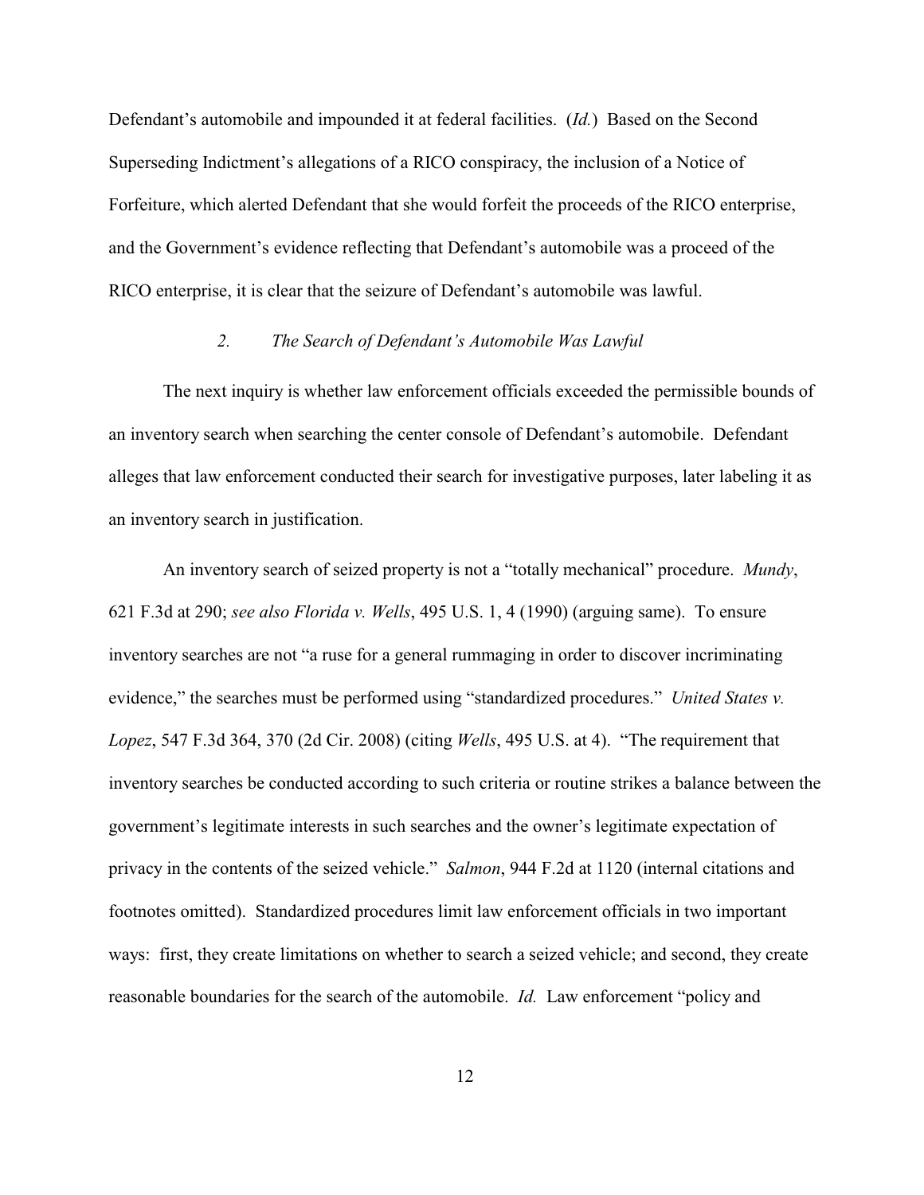Defendant's automobile and impounded it at federal facilities. (*Id.*) Based on the Second Superseding Indictment's allegations of a RICO conspiracy, the inclusion of a Notice of Forfeiture, which alerted Defendant that she would forfeit the proceeds of the RICO enterprise, and the Government's evidence reflecting that Defendant's automobile was a proceed of the RICO enterprise, it is clear that the seizure of Defendant's automobile was lawful.

### *2. The Search of Defendant's Automobile Was Lawful*

The next inquiry is whether law enforcement officials exceeded the permissible bounds of an inventory search when searching the center console of Defendant's automobile. Defendant alleges that law enforcement conducted their search for investigative purposes, later labeling it as an inventory search in justification.

An inventory search of seized property is not a "totally mechanical" procedure. *Mundy*, 621 F.3d at 290; *see also Florida v. Wells*, 495 U.S. 1, 4 (1990) (arguing same). To ensure inventory searches are not "a ruse for a general rummaging in order to discover incriminating evidence," the searches must be performed using "standardized procedures." *United States v. Lopez*, 547 F.3d 364, 370 (2d Cir. 2008) (citing *Wells*, 495 U.S. at 4). "The requirement that inventory searches be conducted according to such criteria or routine strikes a balance between the government's legitimate interests in such searches and the owner's legitimate expectation of privacy in the contents of the seized vehicle." *Salmon*, 944 F.2d at 1120 (internal citations and footnotes omitted). Standardized procedures limit law enforcement officials in two important ways: first, they create limitations on whether to search a seized vehicle; and second, they create reasonable boundaries for the search of the automobile. *Id.* Law enforcement "policy and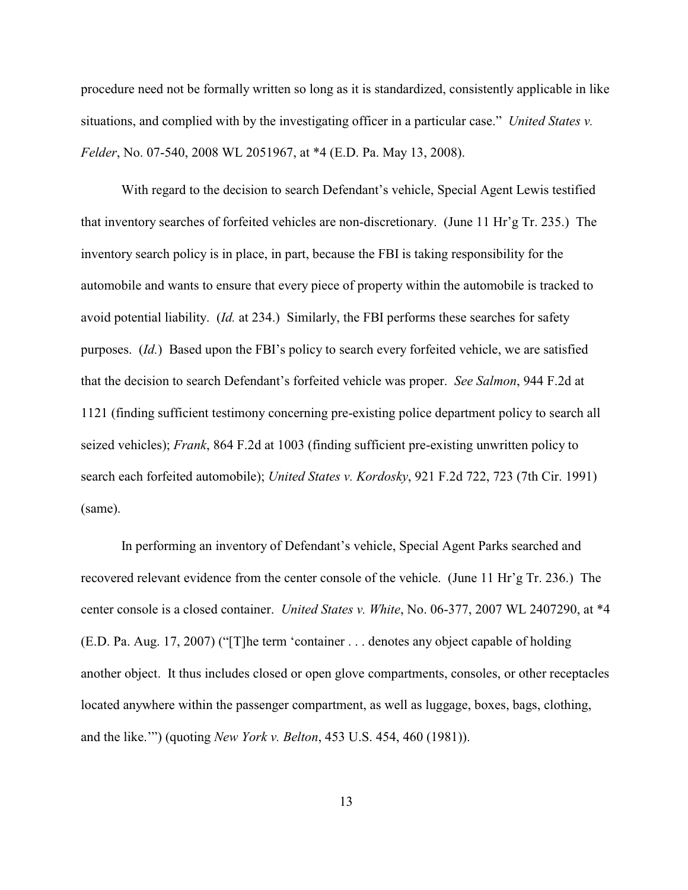procedure need not be formally written so long as it is standardized, consistently applicable in like situations, and complied with by the investigating officer in a particular case." *United States v. Felder*, No. 07-540, 2008 WL 2051967, at *4 (E.D. Pa. May 13, 2008).

With regard to the decision to search Defendant's vehicle, Special Agent Lewis testified that inventory searches of forfeited vehicles are non-discretionary. (June 11 Hr'g Tr. 235.) The inventory search policy is in place, in part, because the FBI is taking responsibility for the automobile and wants to ensure that every piece of property within the automobile is tracked to avoid potential liability. (*Id.* at 234.) Similarly, the FBI performs these searches for safety purposes. (*Id.*) Based upon the FBI's policy to search every forfeited vehicle, we are satisfied that the decision to search Defendant's forfeited vehicle was proper. *See Salmon*, 944 F.2d at 1121 (finding sufficient testimony concerning pre-existing police department policy to search all seized vehicles); *Frank*, 864 F.2d at 1003 (finding sufficient pre-existing unwritten policy to search each forfeited automobile); *United States v. Kordosky*, 921 F.2d 722, 723 (7th Cir. 1991) (same).

In performing an inventory of Defendant's vehicle, Special Agent Parks searched and recovered relevant evidence from the center console of the vehicle. (June 11 Hr'g Tr. 236.) The center console is a closed container. *United States v. White*, No. 06-377, 2007 WL 2407290, at *4 (E.D. Pa. Aug. 17, 2007) ("[T]he term 'container . . . denotes any object capable of holding another object. It thus includes closed or open glove compartments, consoles, or other receptacles located anywhere within the passenger compartment, as well as luggage, boxes, bags, clothing, and the like.'") (quoting *New York v. Belton*, 453 U.S. 454, 460 (1981)).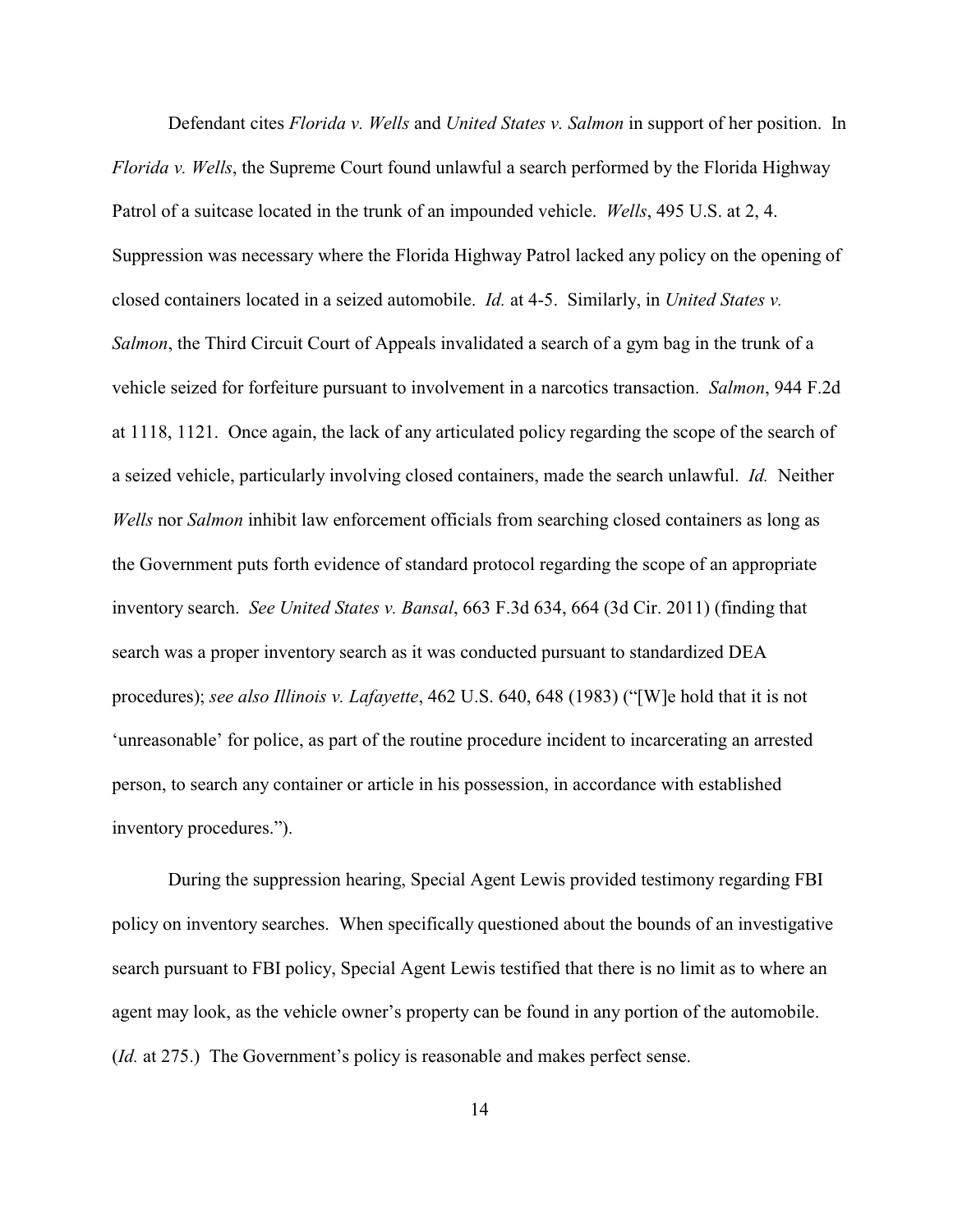Defendant cites *Florida v. Wells* and *United States v. Salmon* in support of her position. In *Florida v. Wells*, the Supreme Court found unlawful a search performed by the Florida Highway Patrol of a suitcase located in the trunk of an impounded vehicle. *Wells*, 495 U.S. at 2, 4. Suppression was necessary where the Florida Highway Patrol lacked any policy on the opening of closed containers located in a seized automobile. *Id.* at 4-5. Similarly, in *United States v. Salmon*, the Third Circuit Court of Appeals invalidated a search of a gym bag in the trunk of a vehicle seized for forfeiture pursuant to involvement in a narcotics transaction. *Salmon*, 944 F.2d at 1118, 1121. Once again, the lack of any articulated policy regarding the scope of the search of a seized vehicle, particularly involving closed containers, made the search unlawful. *Id.* Neither *Wells* nor *Salmon* inhibit law enforcement officials from searching closed containers as long as the Government puts forth evidence of standard protocol regarding the scope of an appropriate inventory search. *See United States v. Bansal*, 663 F.3d 634, 664 (3d Cir. 2011) (finding that search was a proper inventory search as it was conducted pursuant to standardized DEA procedures); *see also Illinois v. Lafayette*, 462 U.S. 640, 648 (1983) ("[W]e hold that it is not 'unreasonable' for police, as part of the routine procedure incident to incarcerating an arrested person, to search any container or article in his possession, in accordance with established inventory procedures.").

During the suppression hearing, Special Agent Lewis provided testimony regarding FBI policy on inventory searches. When specifically questioned about the bounds of an investigative search pursuant to FBI policy, Special Agent Lewis testified that there is no limit as to where an agent may look, as the vehicle owner's property can be found in any portion of the automobile. (*Id.* at 275.) The Government's policy is reasonable and makes perfect sense.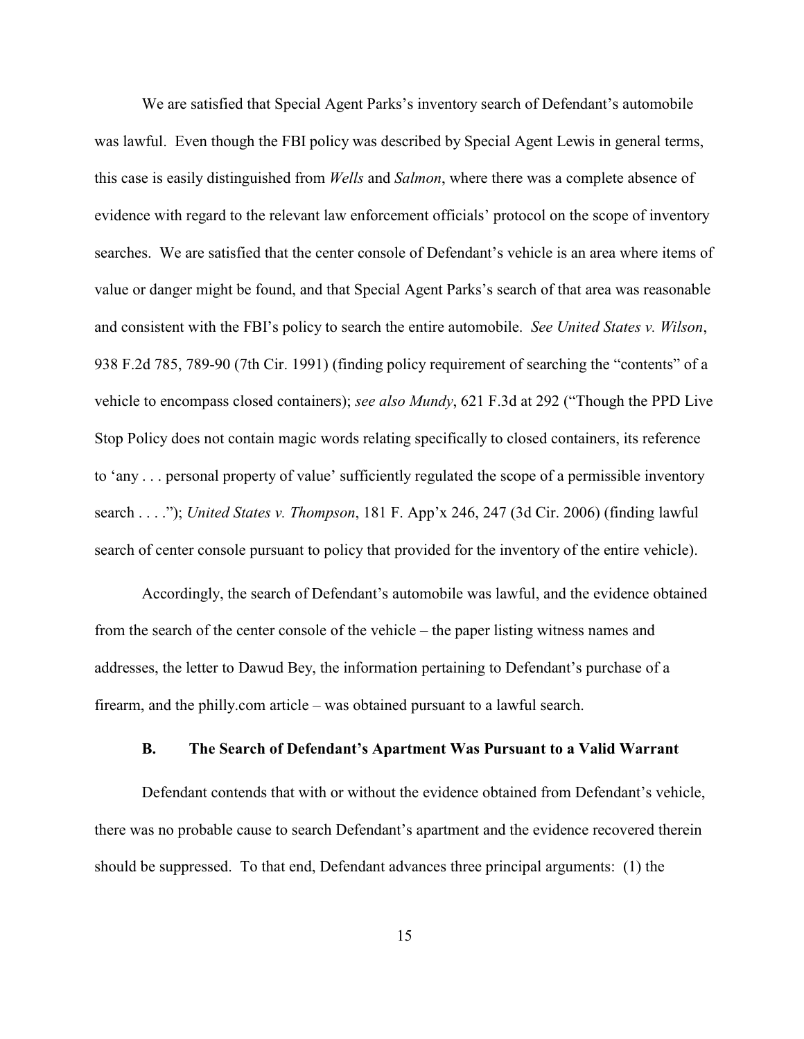We are satisfied that Special Agent Parks's inventory search of Defendant's automobile was lawful. Even though the FBI policy was described by Special Agent Lewis in general terms, this case is easily distinguished from *Wells* and *Salmon*, where there was a complete absence of evidence with regard to the relevant law enforcement officials' protocol on the scope of inventory searches. We are satisfied that the center console of Defendant's vehicle is an area where items of value or danger might be found, and that Special Agent Parks's search of that area was reasonable and consistent with the FBI's policy to search the entire automobile. *See United States v. Wilson*, 938 F.2d 785, 789-90 (7th Cir. 1991) (finding policy requirement of searching the "contents" of a vehicle to encompass closed containers); *see also Mundy*, 621 F.3d at 292 ("Though the PPD Live Stop Policy does not contain magic words relating specifically to closed containers, its reference to 'any . . . personal property of value' sufficiently regulated the scope of a permissible inventory search . . . ."); *United States v. Thompson*, 181 F. App'x 246, 247 (3d Cir. 2006) (finding lawful search of center console pursuant to policy that provided for the inventory of the entire vehicle).

Accordingly, the search of Defendant's automobile was lawful, and the evidence obtained from the search of the center console of the vehicle – the paper listing witness names and addresses, the letter to Dawud Bey, the information pertaining to Defendant's purchase of a firearm, and the philly.com article – was obtained pursuant to a lawful search.

### B. The Search of Defendant's Apartment Was Pursuant to a Valid Warrant

Defendant contends that with or without the evidence obtained from Defendant's vehicle, there was no probable cause to search Defendant's apartment and the evidence recovered therein should be suppressed. To that end, Defendant advances three principal arguments: (1) the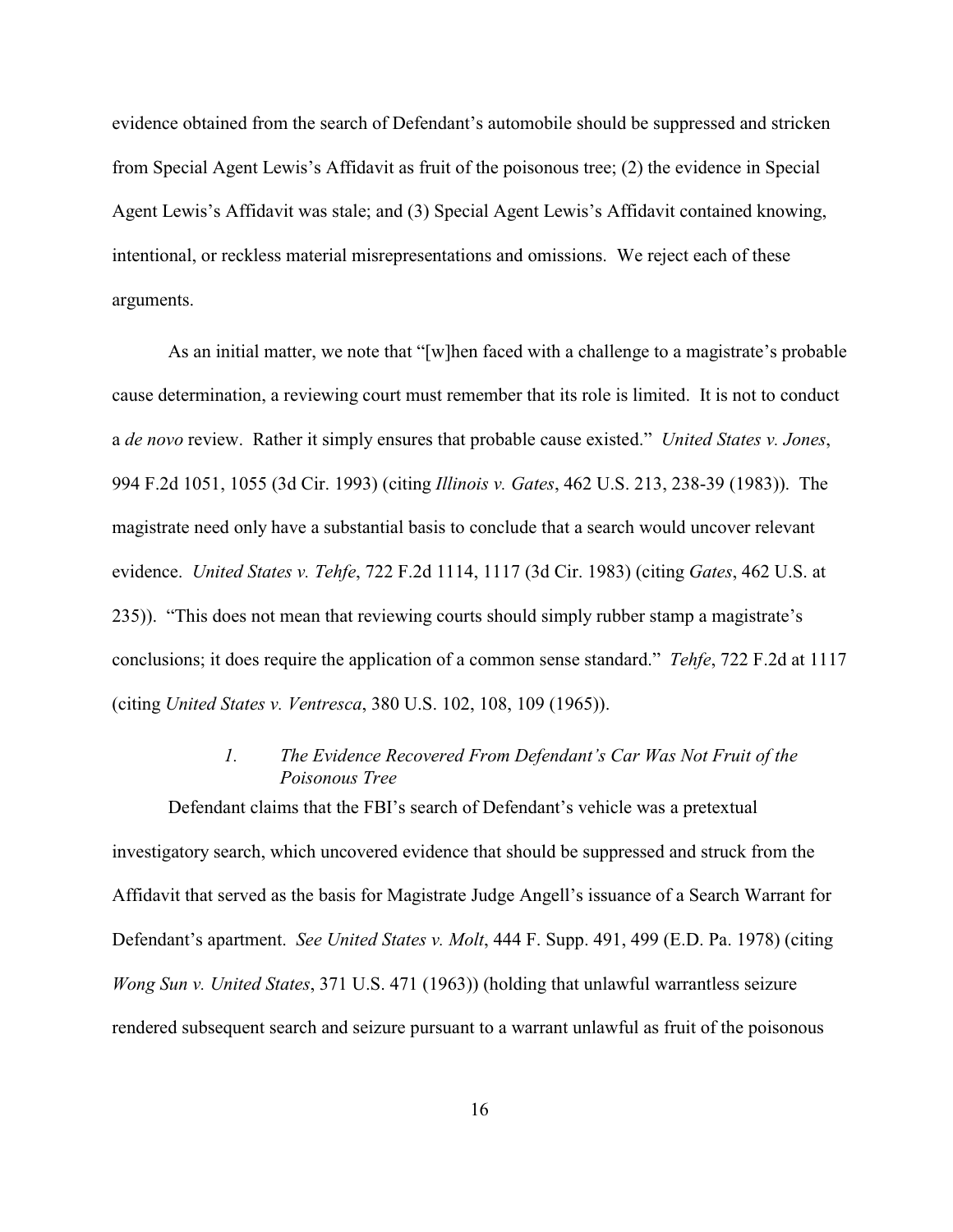evidence obtained from the search of Defendant's automobile should be suppressed and stricken from Special Agent Lewis's Affidavit as fruit of the poisonous tree; (2) the evidence in Special Agent Lewis's Affidavit was stale; and (3) Special Agent Lewis's Affidavit contained knowing, intentional, or reckless material misrepresentations and omissions. We reject each of these arguments.

As an initial matter, we note that "[w]hen faced with a challenge to a magistrate's probable cause determination, a reviewing court must remember that its role is limited. It is not to conduct a *de novo* review. Rather it simply ensures that probable cause existed." *United States v. Jones*, 994 F.2d 1051, 1055 (3d Cir. 1993) (citing *Illinois v. Gates*, 462 U.S. 213, 238-39 (1983)). The magistrate need only have a substantial basis to conclude that a search would uncover relevant evidence. *United States v. Tehfe*, 722 F.2d 1114, 1117 (3d Cir. 1983) (citing *Gates*, 462 U.S. at 235)). "This does not mean that reviewing courts should simply rubber stamp a magistrate's conclusions; it does require the application of a common sense standard." *Tehfe*, 722 F.2d at 1117 (citing *United States v. Ventresca*, 380 U.S. 102, 108, 109 (1965)).

### *1. The Evidence Recovered From Defendant's Car Was Not Fruit of the Poisonous Tree*

Defendant claims that the FBI's search of Defendant's vehicle was a pretextual investigatory search, which uncovered evidence that should be suppressed and struck from the Affidavit that served as the basis for Magistrate Judge Angell's issuance of a Search Warrant for Defendant's apartment. *See United States v. Molt*, 444 F. Supp. 491, 499 (E.D. Pa. 1978) (citing *Wong Sun v. United States*, 371 U.S. 471 (1963)) (holding that unlawful warrantless seizure rendered subsequent search and seizure pursuant to a warrant unlawful as fruit of the poisonous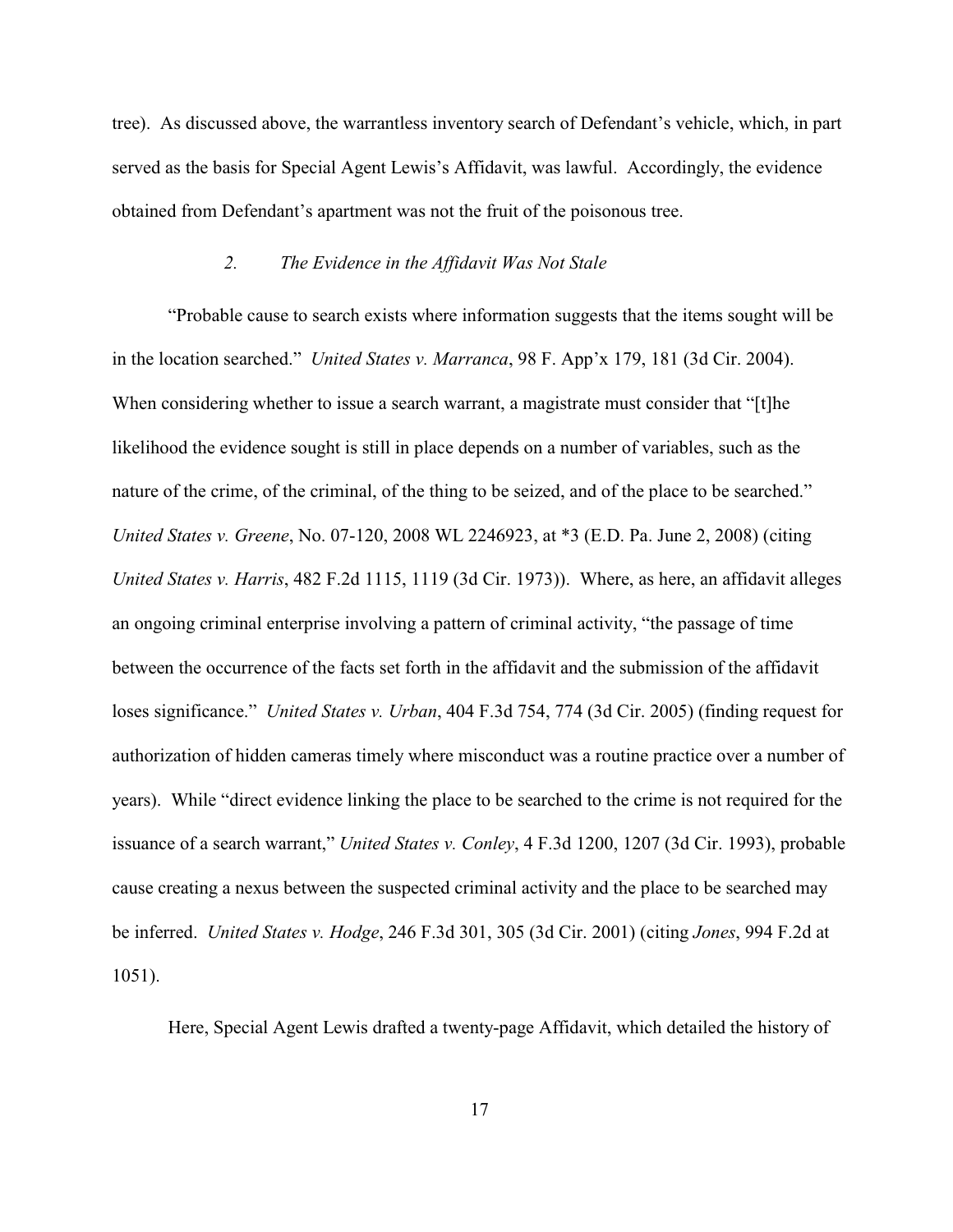tree). As discussed above, the warrantless inventory search of Defendant's vehicle, which, in part served as the basis for Special Agent Lewis's Affidavit, was lawful. Accordingly, the evidence obtained from Defendant's apartment was not the fruit of the poisonous tree.

### *2. The Evidence in the Affidavit Was Not Stale*

"Probable cause to search exists where information suggests that the items sought will be in the location searched." *United States v. Marranca*, 98 F. App'x 179, 181 (3d Cir. 2004). When considering whether to issue a search warrant, a magistrate must consider that "[t]he likelihood the evidence sought is still in place depends on a number of variables, such as the nature of the crime, of the criminal, of the thing to be seized, and of the place to be searched." *United States v. Greene*, No. 07-120, 2008 WL 2246923, at *3 (E.D. Pa. June 2, 2008) (citing *United States v. Harris*, 482 F.2d 1115, 1119 (3d Cir. 1973)). Where, as here, an affidavit alleges an ongoing criminal enterprise involving a pattern of criminal activity, "the passage of time between the occurrence of the facts set forth in the affidavit and the submission of the affidavit loses significance." *United States v. Urban*, 404 F.3d 754, 774 (3d Cir. 2005) (finding request for authorization of hidden cameras timely where misconduct was a routine practice over a number of years). While "direct evidence linking the place to be searched to the crime is not required for the issuance of a search warrant," *United States v. Conley*, 4 F.3d 1200, 1207 (3d Cir. 1993), probable cause creating a nexus between the suspected criminal activity and the place to be searched may be inferred. *United States v. Hodge*, 246 F.3d 301, 305 (3d Cir. 2001) (citing *Jones*, 994 F.2d at 1051).

Here, Special Agent Lewis drafted a twenty-page Affidavit, which detailed the history of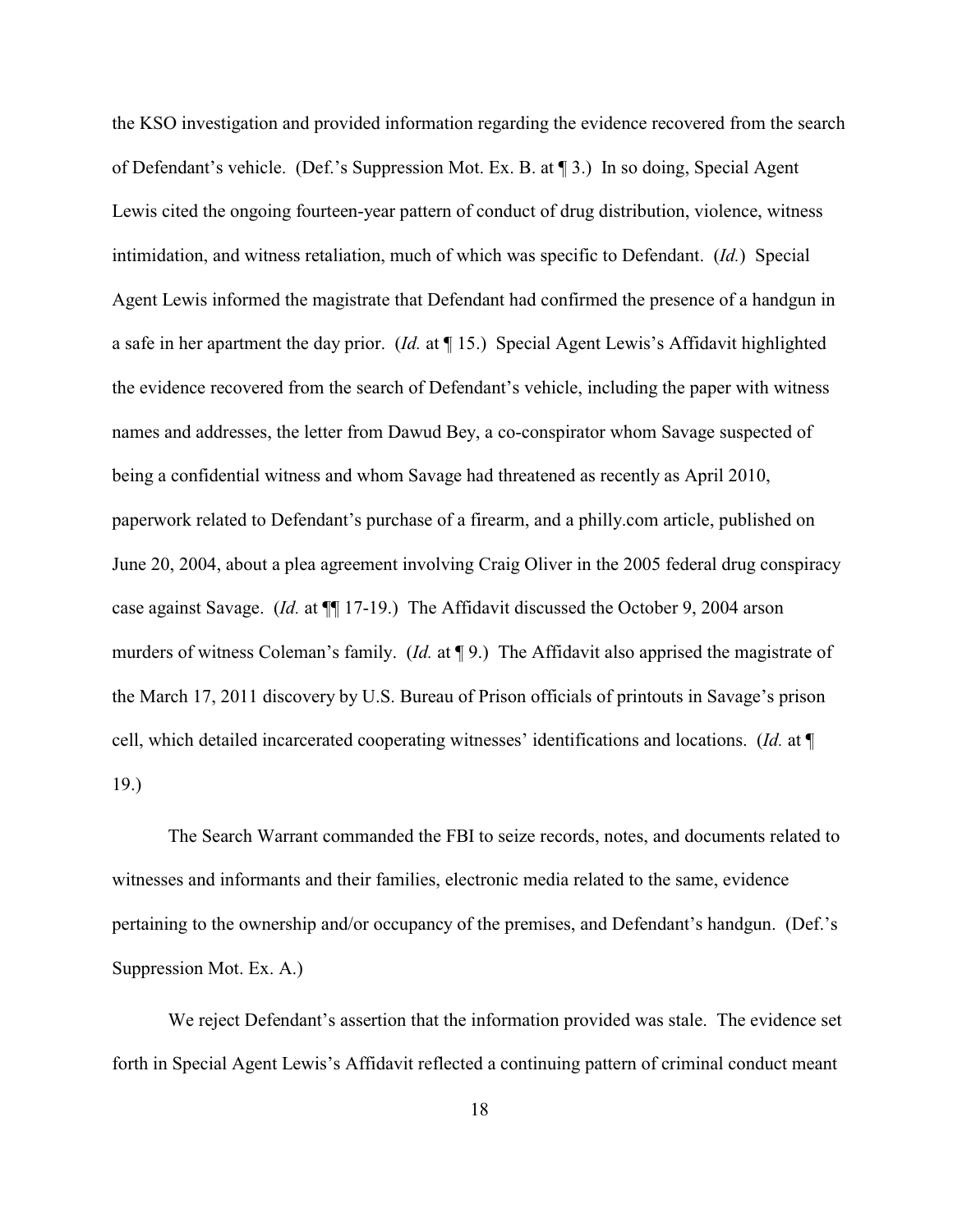the KSO investigation and provided information regarding the evidence recovered from the search of Defendant's vehicle. (Def.'s Suppression Mot. Ex. B. at ¶ 3.) In so doing, Special Agent Lewis cited the ongoing fourteen-year pattern of conduct of drug distribution, violence, witness intimidation, and witness retaliation, much of which was specific to Defendant. (*Id.*) Special Agent Lewis informed the magistrate that Defendant had confirmed the presence of a handgun in a safe in her apartment the day prior. (*Id.* at ¶ 15.) Special Agent Lewis's Affidavit highlighted the evidence recovered from the search of Defendant's vehicle, including the paper with witness names and addresses, the letter from Dawud Bey, a co-conspirator whom Savage suspected of being a confidential witness and whom Savage had threatened as recently as April 2010, paperwork related to Defendant's purchase of a firearm, and a philly.com article, published on June 20, 2004, about a plea agreement involving Craig Oliver in the 2005 federal drug conspiracy case against Savage. (*Id.* at ¶¶ 17-19.) The Affidavit discussed the October 9, 2004 arson murders of witness Coleman's family. (*Id.* at ¶ 9.) The Affidavit also apprised the magistrate of the March 17, 2011 discovery by U.S. Bureau of Prison officials of printouts in Savage's prison cell, which detailed incarcerated cooperating witnesses' identifications and locations. (*Id.* at ¶ 19.)

The Search Warrant commanded the FBI to seize records, notes, and documents related to witnesses and informants and their families, electronic media related to the same, evidence pertaining to the ownership and/or occupancy of the premises, and Defendant's handgun. (Def.'s Suppression Mot. Ex. A.)

We reject Defendant's assertion that the information provided was stale. The evidence set forth in Special Agent Lewis's Affidavit reflected a continuing pattern of criminal conduct meant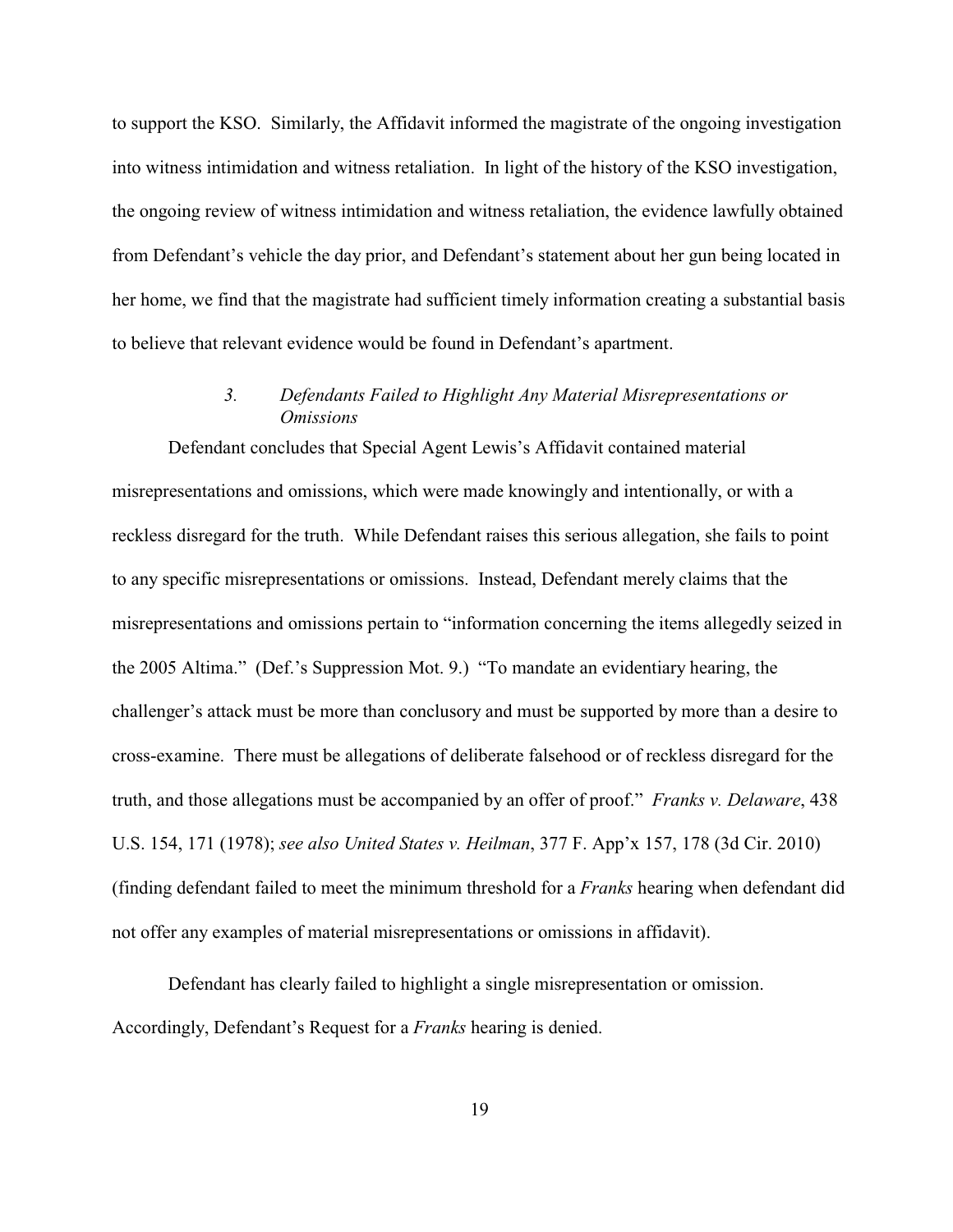to support the KSO. Similarly, the Affidavit informed the magistrate of the ongoing investigation into witness intimidation and witness retaliation. In light of the history of the KSO investigation, the ongoing review of witness intimidation and witness retaliation, the evidence lawfully obtained from Defendant's vehicle the day prior, and Defendant's statement about her gun being located in her home, we find that the magistrate had sufficient timely information creating a substantial basis to believe that relevant evidence would be found in Defendant's apartment.

### *3. Defendants Failed to Highlight Any Material Misrepresentations or Omissions*

Defendant concludes that Special Agent Lewis's Affidavit contained material misrepresentations and omissions, which were made knowingly and intentionally, or with a reckless disregard for the truth. While Defendant raises this serious allegation, she fails to point to any specific misrepresentations or omissions. Instead, Defendant merely claims that the misrepresentations and omissions pertain to "information concerning the items allegedly seized in the 2005 Altima." (Def.'s Suppression Mot. 9.) "To mandate an evidentiary hearing, the challenger's attack must be more than conclusory and must be supported by more than a desire to cross-examine. There must be allegations of deliberate falsehood or of reckless disregard for the truth, and those allegations must be accompanied by an offer of proof." *Franks v. Delaware*, 438 U.S. 154, 171 (1978); *see also United States v. Heilman*, 377 F. App'x 157, 178 (3d Cir. 2010) (finding defendant failed to meet the minimum threshold for a *Franks* hearing when defendant did not offer any examples of material misrepresentations or omissions in affidavit).

Defendant has clearly failed to highlight a single misrepresentation or omission. Accordingly, Defendant's Request for a *Franks* hearing is denied.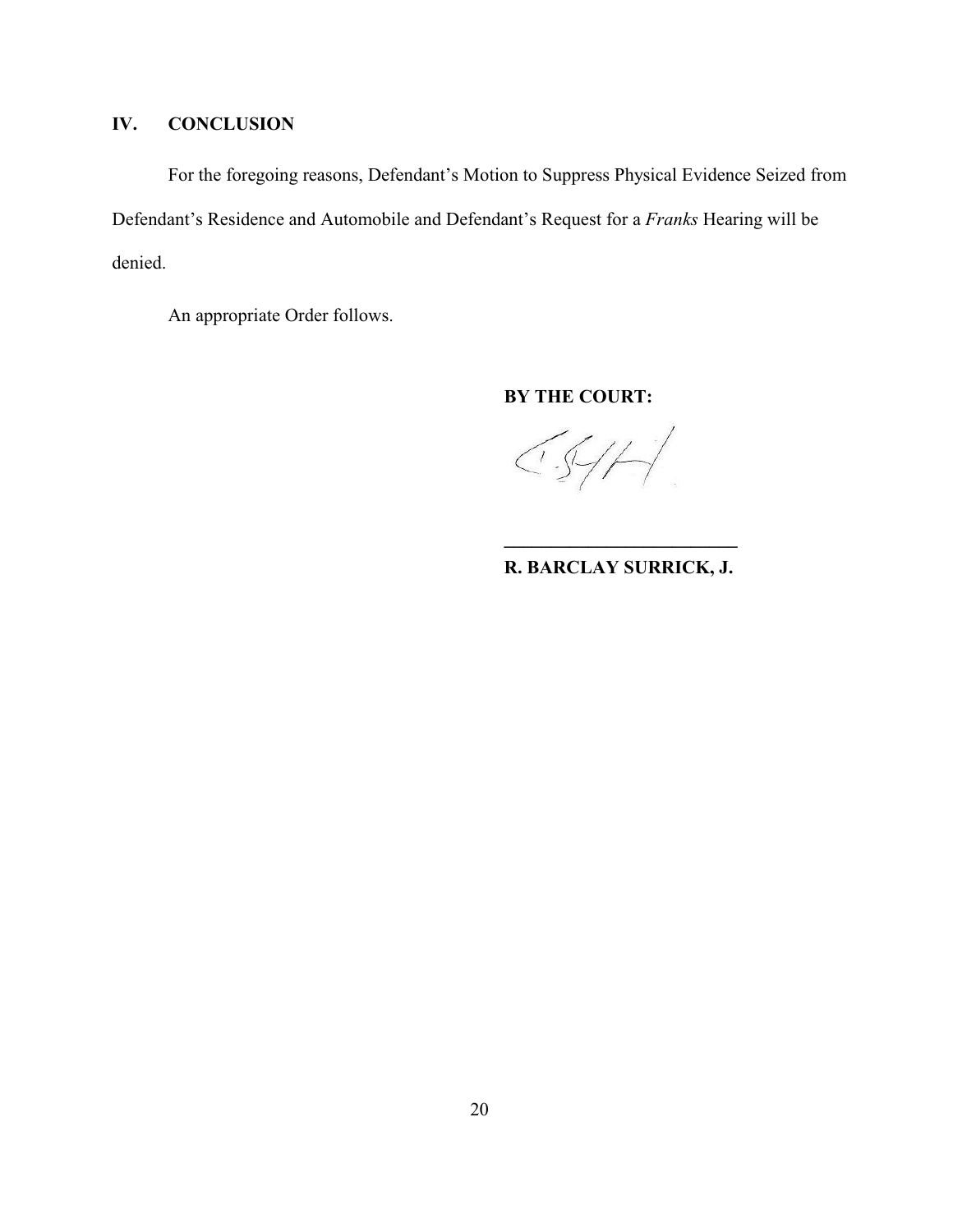## IV. CONCLUSION

For the foregoing reasons, Defendant's Motion to Suppress Physical Evidence Seized from Defendant's Residence and Automobile and Defendant's Request for a *Franks* Hearing will be denied.

An appropriate Order follows.

**BY THE COURT:**

**_________________________**

**R. BARCLAY SURRICK, J.**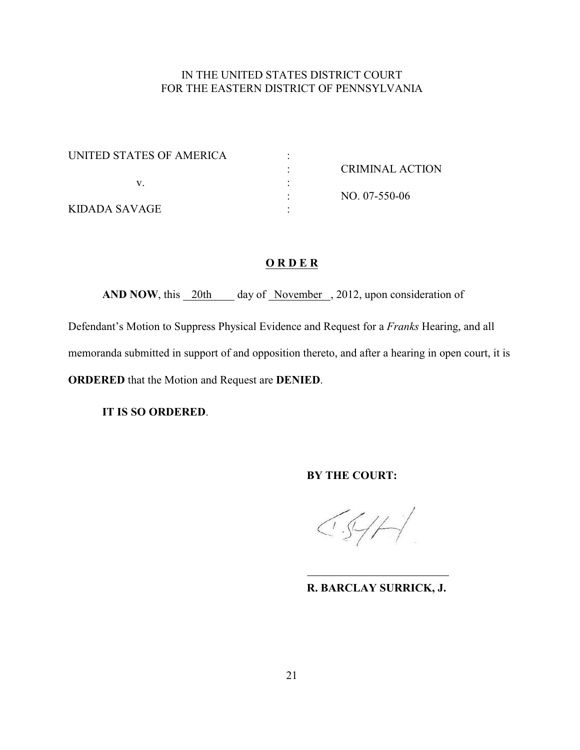IN THE UNITED STATES DISTRICT COURT
FOR THE EASTERN DISTRICT OF PENNSYLVANIA

| | | |
|---|---|---|
| UNITED STATES OF AMERICA | : | |
| | : | CRIMINAL ACTION |
| v. | : | |
| | : | NO. 07-550-06 |
| KIDADA SAVAGE | : | |

**O R D E R**

**AND NOW**, this 20th day of November, 2012, upon consideration of Defendant's Motion to Suppress Physical Evidence and Request for a *Franks* Hearing, and all memoranda submitted in support of and opposition thereto, and after a hearing in open court, it is **ORDERED** that the Motion and Request are **DENIED**.

**IT IS SO ORDERED**.

**BY THE COURT:**

**R. BARCLAY SURRICK, J.**